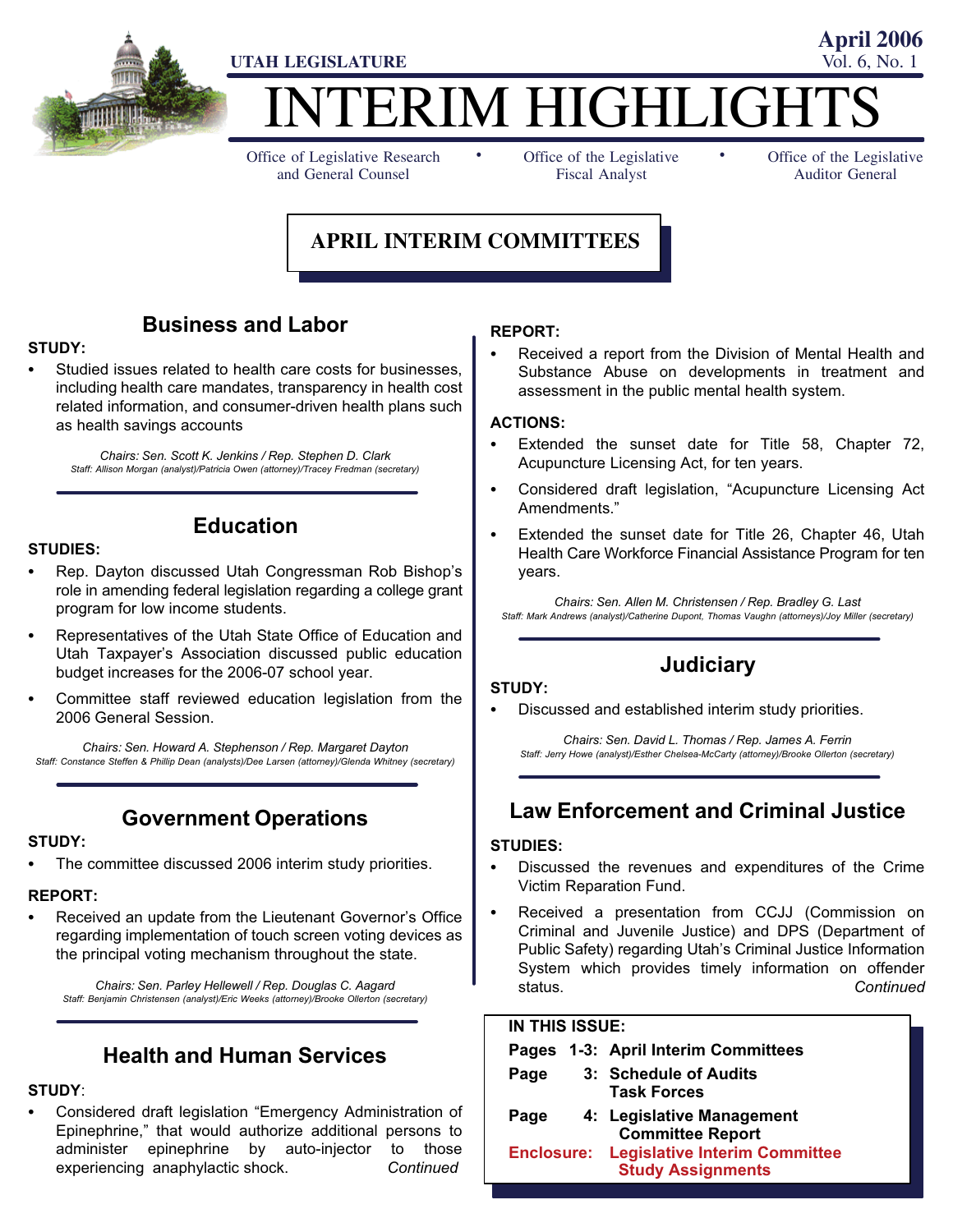UTAH LEGISLATURE

April 2006
Vol. 6, No. 1

# INTERIM HIGHLIGHTS

Office of Legislative Research and General Counsel • Office of the Legislative Fiscal Analyst • Office of the Legislative Auditor General

## APRIL INTERIM COMMITTEES

### Business and Labor

**STUDY:**

- Studied issues related to health care costs for businesses, including health care mandates, transparency in health cost related information, and consumer-driven health plans such as health savings accounts

*Chairs: Sen. Scott K. Jenkins / Rep. Stephen D. Clark*
*Staff: Allison Morgan (analyst)/Patricia Owen (attorney)/Tracey Fredman (secretary)*

### Education

**STUDIES:**

- Rep. Dayton discussed Utah Congressman Rob Bishop's role in amending federal legislation regarding a college grant program for low income students.
- Representatives of the Utah State Office of Education and Utah Taxpayer's Association discussed public education budget increases for the 2006-07 school year.
- Committee staff reviewed education legislation from the 2006 General Session.

*Chairs: Sen. Howard A. Stephenson / Rep. Margaret Dayton*
*Staff: Constance Steffen & Phillip Dean (analysts)/Dee Larsen (attorney)/Glenda Whitney (secretary)*

### Government Operations

**STUDY:**

- The committee discussed 2006 interim study priorities.

**REPORT:**

- Received an update from the Lieutenant Governor's Office regarding implementation of touch screen voting devices as the principal voting mechanism throughout the state.

*Chairs: Sen. Parley Hellewell / Rep. Douglas C. Aagard*
*Staff: Benjamin Christensen (analyst)/Eric Weeks (attorney)/Brooke Ollerton (secretary)*

### Health and Human Services

**STUDY**:

- Considered draft legislation "Emergency Administration of Epinephrine," that would authorize additional persons to administer epinephrine by auto-injector to those experiencing anaphylactic shock. *Continued*

**REPORT:**

- Received a report from the Division of Mental Health and Substance Abuse on developments in treatment and assessment in the public mental health system.

**ACTIONS:**

- Extended the sunset date for Title 58, Chapter 72, Acupuncture Licensing Act, for ten years.
- Considered draft legislation, "Acupuncture Licensing Act Amendments."
- Extended the sunset date for Title 26, Chapter 46, Utah Health Care Workforce Financial Assistance Program for ten years.

*Chairs: Sen. Allen M. Christensen / Rep. Bradley G. Last*
*Staff: Mark Andrews (analyst)/Catherine Dupont, Thomas Vaughn (attorneys)/Joy Miller (secretary)*

### Judiciary

**STUDY:**

- Discussed and established interim study priorities.

*Chairs: Sen. David L. Thomas / Rep. James A. Ferrin*
*Staff: Jerry Howe (analyst)/Esther Chelsea-McCarty (attorney)/Brooke Ollerton (secretary)*

### Law Enforcement and Criminal Justice

**STUDIES:**

- Discussed the revenues and expenditures of the Crime Victim Reparation Fund.
- Received a presentation from CCJJ (Commission on Criminal and Juvenile Justice) and DPS (Department of Public Safety) regarding Utah's Criminal Justice Information System which provides timely information on offender status. *Continued*

**IN THIS ISSUE:**

| | |
|---|---|
| Pages 1-3: | April Interim Committees |
| Page 3: | Schedule of Audits; Task Forces |
| Page 4: | Legislative Management Committee Report |
| Enclosure: | Legislative Interim Committee Study Assignments |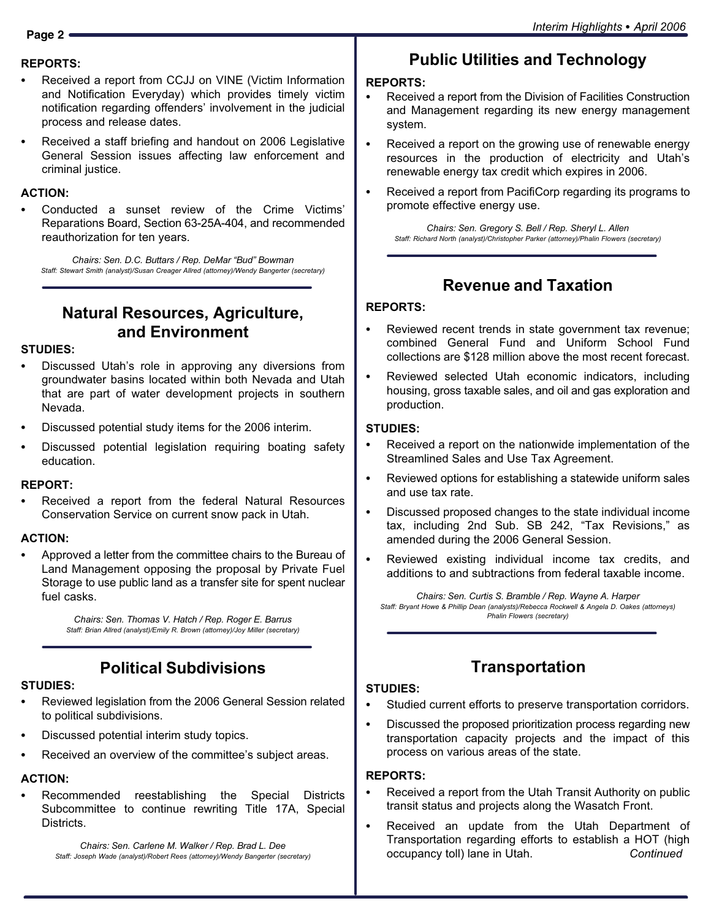**REPORTS:**

- Received a report from CCJJ on VINE (Victim Information and Notification Everyday) which provides timely victim notification regarding offenders' involvement in the judicial process and release dates.
- Received a staff briefing and handout on 2006 Legislative General Session issues affecting law enforcement and criminal justice.

**ACTION:**

- Conducted a sunset review of the Crime Victims' Reparations Board, Section 63-25A-404, and recommended reauthorization for ten years.

*Chairs: Sen. D.C. Buttars / Rep. DeMar "Bud" Bowman*
*Staff: Stewart Smith (analyst)/Susan Creager Allred (attorney)/Wendy Bangerter (secretary)*

## Natural Resources, Agriculture, and Environment

**STUDIES:**

- Discussed Utah's role in approving any diversions from groundwater basins located within both Nevada and Utah that are part of water development projects in southern Nevada.
- Discussed potential study items for the 2006 interim.
- Discussed potential legislation requiring boating safety education.

**REPORT:**

- Received a report from the federal Natural Resources Conservation Service on current snow pack in Utah.

**ACTION:**

- Approved a letter from the committee chairs to the Bureau of Land Management opposing the proposal by Private Fuel Storage to use public land as a transfer site for spent nuclear fuel casks.

*Chairs: Sen. Thomas V. Hatch / Rep. Roger E. Barrus*
*Staff: Brian Allred (analyst)/Emily R. Brown (attorney)/Joy Miller (secretary)*

## Political Subdivisions

**STUDIES:**

- Reviewed legislation from the 2006 General Session related to political subdivisions.
- Discussed potential interim study topics.
- Received an overview of the committee's subject areas.

**ACTION:**

- Recommended reestablishing the Special Districts Subcommittee to continue rewriting Title 17A, Special Districts.

*Chairs: Sen. Carlene M. Walker / Rep. Brad L. Dee*
*Staff: Joseph Wade (analyst)/Robert Rees (attorney)/Wendy Bangerter (secretary)*

## Public Utilities and Technology

**REPORTS:**

- Received a report from the Division of Facilities Construction and Management regarding its new energy management system.
- Received a report on the growing use of renewable energy resources in the production of electricity and Utah's renewable energy tax credit which expires in 2006.
- Received a report from PacifiCorp regarding its programs to promote effective energy use.

*Chairs: Sen. Gregory S. Bell / Rep. Sheryl L. Allen*
*Staff: Richard North (analyst)/Christopher Parker (attorney)/Phalin Flowers (secretary)*

## Revenue and Taxation

**REPORTS:**

- Reviewed recent trends in state government tax revenue; combined General Fund and Uniform School Fund collections are $128 million above the most recent forecast.
- Reviewed selected Utah economic indicators, including housing, gross taxable sales, and oil and gas exploration and production.

**STUDIES:**

- Received a report on the nationwide implementation of the Streamlined Sales and Use Tax Agreement.
- Reviewed options for establishing a statewide uniform sales and use tax rate.
- Discussed proposed changes to the state individual income tax, including 2nd Sub. SB 242, "Tax Revisions," as amended during the 2006 General Session.
- Reviewed existing individual income tax credits, and additions to and subtractions from federal taxable income.

*Chairs: Sen. Curtis S. Bramble / Rep. Wayne A. Harper*
*Staff: Bryant Howe & Phillip Dean (analysts)/Rebecca Rockwell & Angela D. Oakes (attorneys)*
*Phalin Flowers (secretary)*

## Transportation

**STUDIES:**

- Studied current efforts to preserve transportation corridors.
- Discussed the proposed prioritization process regarding new transportation capacity projects and the impact of this process on various areas of the state.

**REPORTS:**

- Received a report from the Utah Transit Authority on public transit status and projects along the Wasatch Front.
- Received an update from the Utah Department of Transportation regarding efforts to establish a HOT (high occupancy toll) lane in Utah.

*Continued*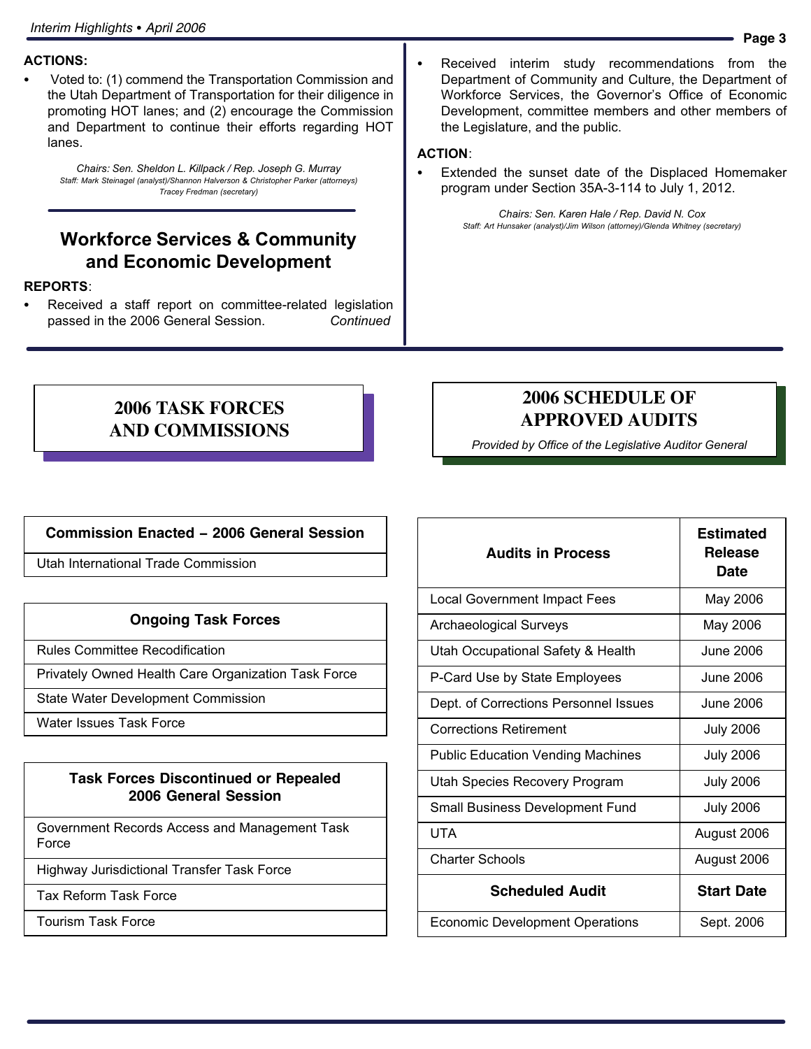**ACTIONS:**

- Voted to: (1) commend the Transportation Commission and the Utah Department of Transportation for their diligence in promoting HOT lanes; and (2) encourage the Commission and Department to continue their efforts regarding HOT lanes.

*Chairs: Sen. Sheldon L. Killpack / Rep. Joseph G. Murray*
*Staff: Mark Steinagel (analyst)/Shannon Halverson & Christopher Parker (attorneys)*
*Tracey Fredman (secretary)*

## Workforce Services & Community and Economic Development

**REPORTS**:

- Received a staff report on committee-related legislation passed in the 2006 General Session.
- Received interim study recommendations from the Department of Community and Culture, the Department of Workforce Services, the Governor's Office of Economic Development, committee members and other members of the Legislature, and the public.

**ACTION**:

- Extended the sunset date of the Displaced Homemaker program under Section 35A-3-114 to July 1, 2012.

*Chairs: Sen. Karen Hale / Rep. David N. Cox*
*Staff: Art Hunsaker (analyst)/Jim Wilson (attorney)/Glenda Whitney (secretary)*

## 2006 TASK FORCES AND COMMISSIONS

| Commission Enacted – 2006 General Session |
|---|
| Utah International Trade Commission |

| Ongoing Task Forces |
|---|
| Rules Committee Recodification |
| Privately Owned Health Care Organization Task Force |
| State Water Development Commission |
| Water Issues Task Force |

| Task Forces Discontinued or Repealed 2006 General Session |
|---|
| Government Records Access and Management Task Force |
| Highway Jurisdictional Transfer Task Force |
| Tax Reform Task Force |
| Tourism Task Force |

## 2006 SCHEDULE OF APPROVED AUDITS

*Provided by Office of the Legislative Auditor General*

| Audits in Process | Estimated Release Date |
|---|---|
| Local Government Impact Fees | May 2006 |
| Archaeological Surveys | May 2006 |
| Utah Occupational Safety & Health | June 2006 |
| P-Card Use by State Employees | June 2006 |
| Dept. of Corrections Personnel Issues | June 2006 |
| Corrections Retirement | July 2006 |
| Public Education Vending Machines | July 2006 |
| Utah Species Recovery Program | July 2006 |
| Small Business Development Fund | July 2006 |
| UTA | August 2006 |
| Charter Schools | August 2006 |
| **Scheduled Audit** | **Start Date** |
| Economic Development Operations | Sept. 2006 |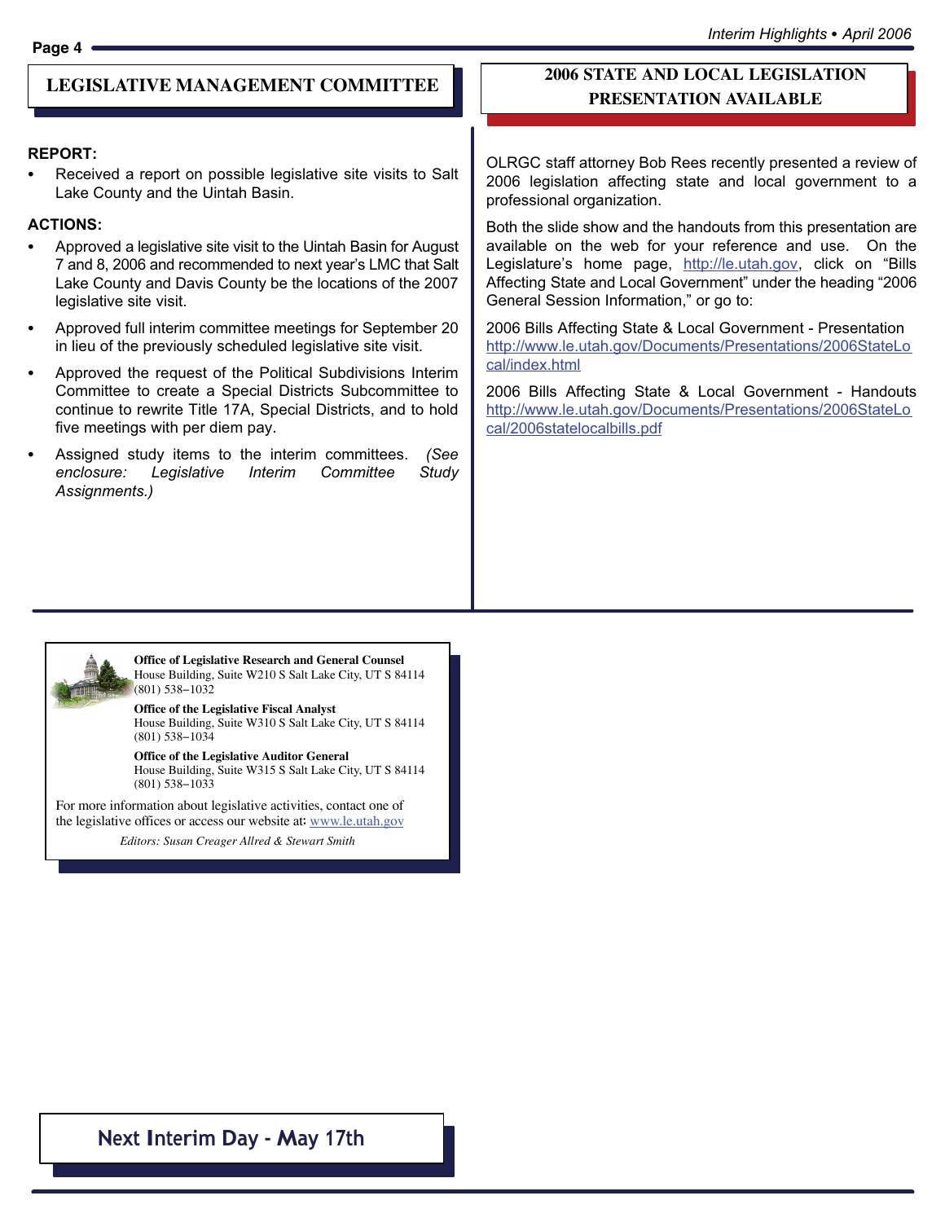## LEGISLATIVE MANAGEMENT COMMITTEE

**REPORT:**

- Received a report on possible legislative site visits to Salt Lake County and the Uintah Basin.

**ACTIONS:**

- Approved a legislative site visit to the Uintah Basin for August 7 and 8, 2006 and recommended to next year's LMC that Salt Lake County and Davis County be the locations of the 2007 legislative site visit.
- Approved full interim committee meetings for September 20 in lieu of the previously scheduled legislative site visit.
- Approved the request of the Political Subdivisions Interim Committee to create a Special Districts Subcommittee to continue to rewrite Title 17A, Special Districts, and to hold five meetings with per diem pay.
- Assigned study items to the interim committees. *(See enclosure: Legislative Interim Committee Study Assignments.)*

## 2006 STATE AND LOCAL LEGISLATION PRESENTATION AVAILABLE

OLRGC staff attorney Bob Rees recently presented a review of 2006 legislation affecting state and local government to a professional organization.

Both the slide show and the handouts from this presentation are available on the web for your reference and use. On the Legislature's home page, http://le.utah.gov, click on "Bills Affecting State and Local Government" under the heading "2006 General Session Information," or go to:

2006 Bills Affecting State & Local Government - Presentation
http://www.le.utah.gov/Documents/Presentations/2006StateLocal/index.html

2006 Bills Affecting State & Local Government - Handouts
http://www.le.utah.gov/Documents/Presentations/2006StateLocal/2006statelocalbills.pdf

**Office of Legislative Research and General Counsel**
House Building, Suite W210 S Salt Lake City, UT S 84114
(801) 538–1032

**Office of the Legislative Fiscal Analyst**
House Building, Suite W310 S Salt Lake City, UT S 84114
(801) 538–1034

**Office of the Legislative Auditor General**
House Building, Suite W315 S Salt Lake City, UT S 84114
(801) 538–1033

For more information about legislative activities, contact one of the legislative offices or access our website at: www.le.utah.gov

*Editors: Susan Creager Allred & Stewart Smith*

**Next Interim Day - May 17th**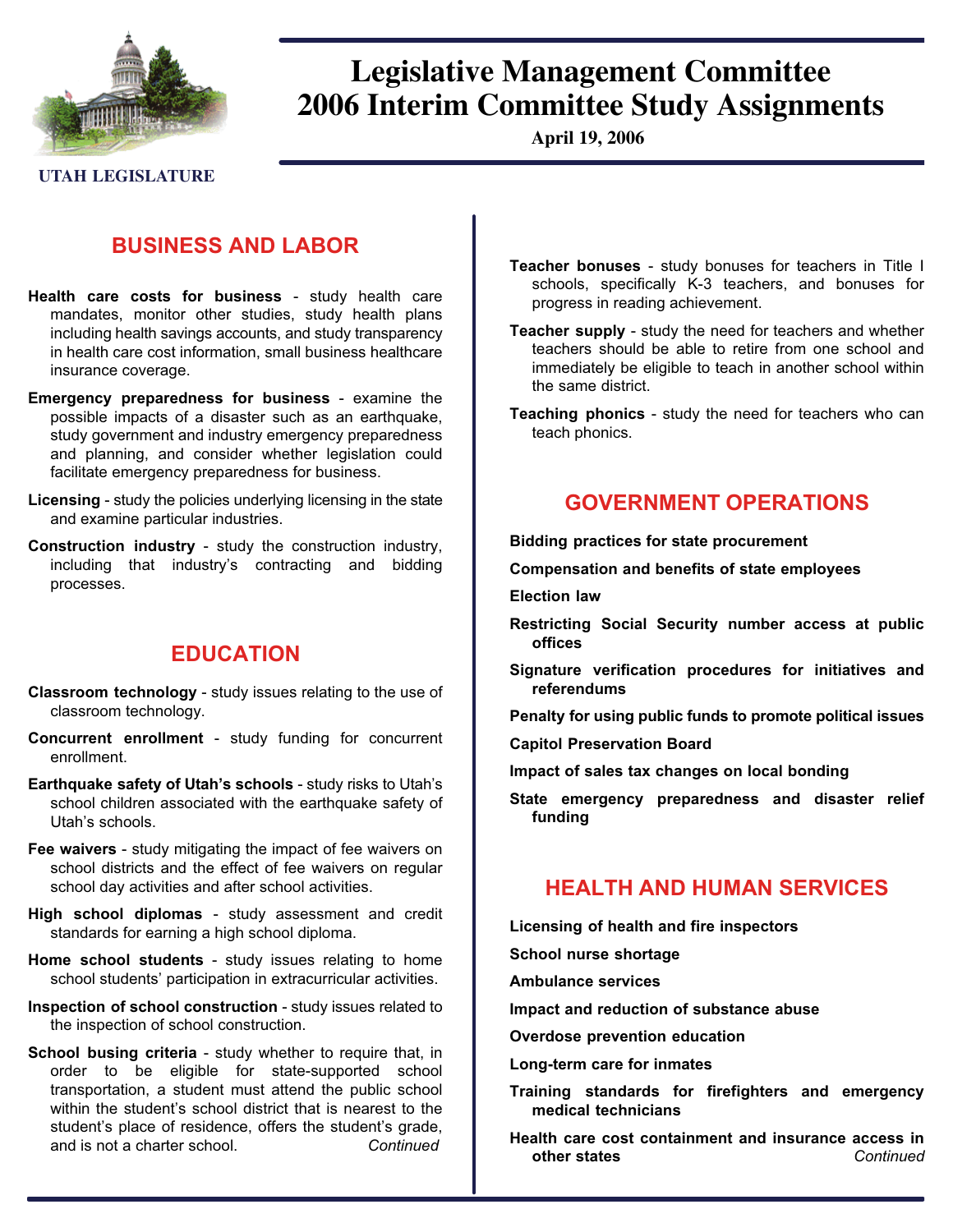UTAH LEGISLATURE

# Legislative Management Committee 2006 Interim Committee Study Assignments

**April 19, 2006**

## BUSINESS AND LABOR

**Health care costs for business** - study health care mandates, monitor other studies, study health plans including health savings accounts, and study transparency in health care cost information, small business healthcare insurance coverage.

**Emergency preparedness for business** - examine the possible impacts of a disaster such as an earthquake, study government and industry emergency preparedness and planning, and consider whether legislation could facilitate emergency preparedness for business.

**Licensing** - study the policies underlying licensing in the state and examine particular industries.

**Construction industry** - study the construction industry, including that industry's contracting and bidding processes.

## EDUCATION

**Classroom technology** - study issues relating to the use of classroom technology.

**Concurrent enrollment** - study funding for concurrent enrollment.

**Earthquake safety of Utah's schools** - study risks to Utah's school children associated with the earthquake safety of Utah's schools.

**Fee waivers** - study mitigating the impact of fee waivers on school districts and the effect of fee waivers on regular school day activities and after school activities.

**High school diplomas** - study assessment and credit standards for earning a high school diploma.

**Home school students** - study issues relating to home school students' participation in extracurricular activities.

**Inspection of school construction** - study issues related to the inspection of school construction.

**School busing criteria** - study whether to require that, in order to be eligible for state-supported school transportation, a student must attend the public school within the student's school district that is nearest to the student's place of residence, offers the student's grade, and is not a charter school. *Continued*

**Teacher bonuses** - study bonuses for teachers in Title I schools, specifically K-3 teachers, and bonuses for progress in reading achievement.

**Teacher supply** - study the need for teachers and whether teachers should be able to retire from one school and immediately be eligible to teach in another school within the same district.

**Teaching phonics** - study the need for teachers who can teach phonics.

## GOVERNMENT OPERATIONS

**Bidding practices for state procurement**

**Compensation and benefits of state employees**

**Election law**

**Restricting Social Security number access at public offices**

**Signature verification procedures for initiatives and referendums**

**Penalty for using public funds to promote political issues**

**Capitol Preservation Board**

**Impact of sales tax changes on local bonding**

**State emergency preparedness and disaster relief funding**

## HEALTH AND HUMAN SERVICES

**Licensing of health and fire inspectors**

**School nurse shortage**

**Ambulance services**

**Impact and reduction of substance abuse**

**Overdose prevention education**

**Long-term care for inmates**

**Training standards for firefighters and emergency medical technicians**

**Health care cost containment and insurance access in other states** *Continued*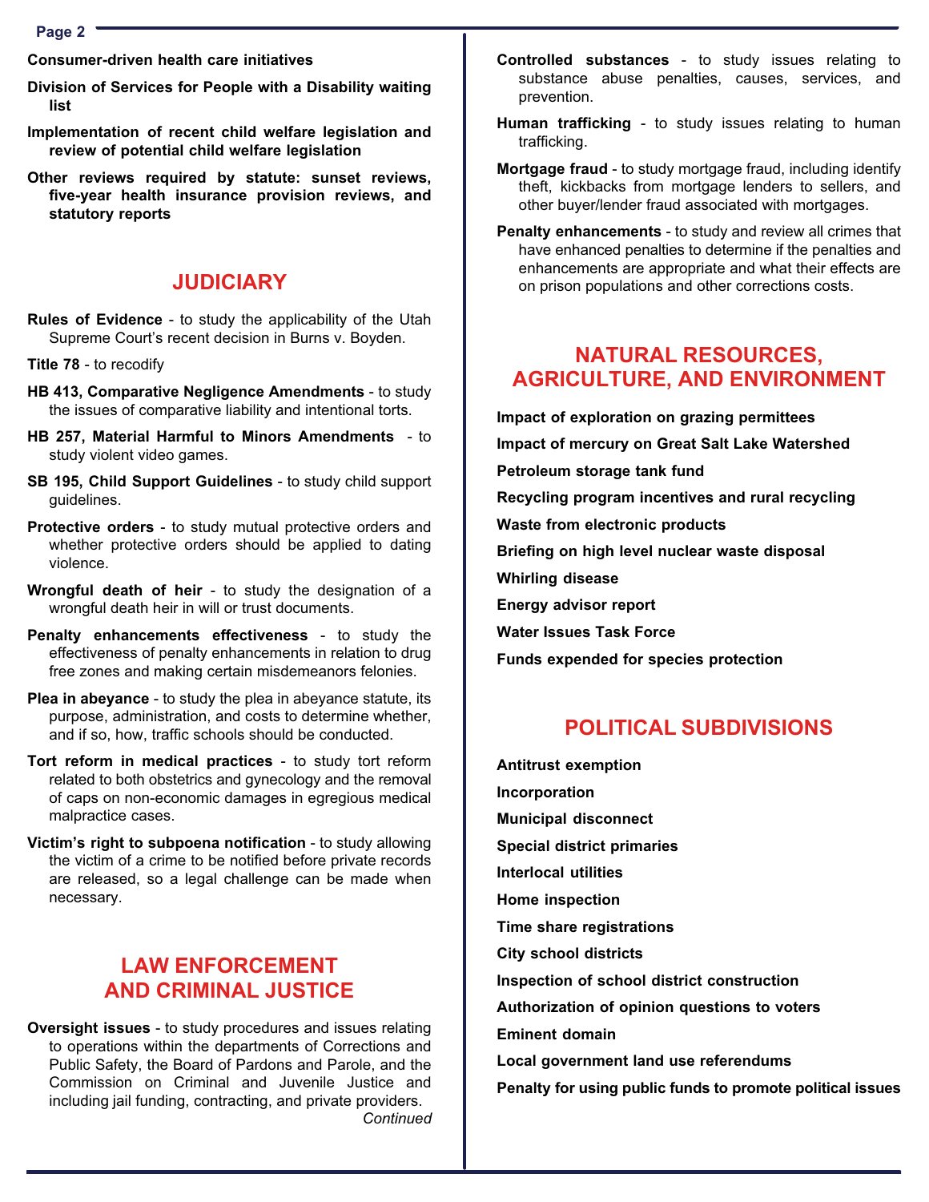**Consumer-driven health care initiatives**

**Division of Services for People with a Disability waiting list**

**Implementation of recent child welfare legislation and review of potential child welfare legislation**

**Other reviews required by statute: sunset reviews, five-year health insurance provision reviews, and statutory reports**

## JUDICIARY

**Rules of Evidence** - to study the applicability of the Utah Supreme Court's recent decision in Burns v. Boyden.

**Title 78** - to recodify

**HB 413, Comparative Negligence Amendments** - to study the issues of comparative liability and intentional torts.

**HB 257, Material Harmful to Minors Amendments** - to study violent video games.

**SB 195, Child Support Guidelines** - to study child support guidelines.

**Protective orders** - to study mutual protective orders and whether protective orders should be applied to dating violence.

**Wrongful death of heir** - to study the designation of a wrongful death heir in will or trust documents.

**Penalty enhancements effectiveness** - to study the effectiveness of penalty enhancements in relation to drug free zones and making certain misdemeanors felonies.

**Plea in abeyance** - to study the plea in abeyance statute, its purpose, administration, and costs to determine whether, and if so, how, traffic schools should be conducted.

**Tort reform in medical practices** - to study tort reform related to both obstetrics and gynecology and the removal of caps on non-economic damages in egregious medical malpractice cases.

**Victim's right to subpoena notification** - to study allowing the victim of a crime to be notified before private records are released, so a legal challenge can be made when necessary.

## LAW ENFORCEMENT AND CRIMINAL JUSTICE

**Oversight issues** - to study procedures and issues relating to operations within the departments of Corrections and Public Safety, the Board of Pardons and Parole, and the Commission on Criminal and Juvenile Justice and including jail funding, contracting, and private providers. *Continued*

**Controlled substances** - to study issues relating to substance abuse penalties, causes, services, and prevention.

**Human trafficking** - to study issues relating to human trafficking.

**Mortgage fraud** - to study mortgage fraud, including identify theft, kickbacks from mortgage lenders to sellers, and other buyer/lender fraud associated with mortgages.

**Penalty enhancements** - to study and review all crimes that have enhanced penalties to determine if the penalties and enhancements are appropriate and what their effects are on prison populations and other corrections costs.

## NATURAL RESOURCES, AGRICULTURE, AND ENVIRONMENT

**Impact of exploration on grazing permittees**

**Impact of mercury on Great Salt Lake Watershed**

**Petroleum storage tank fund**

**Recycling program incentives and rural recycling**

**Waste from electronic products**

**Briefing on high level nuclear waste disposal**

**Whirling disease**

**Energy advisor report**

**Water Issues Task Force**

**Funds expended for species protection**

## POLITICAL SUBDIVISIONS

**Antitrust exemption**

**Incorporation**

**Municipal disconnect**

**Special district primaries**

**Interlocal utilities**

**Home inspection**

**Time share registrations**

**City school districts**

**Inspection of school district construction**

**Authorization of opinion questions to voters**

**Eminent domain**

**Local government land use referendums**

**Penalty for using public funds to promote political issues**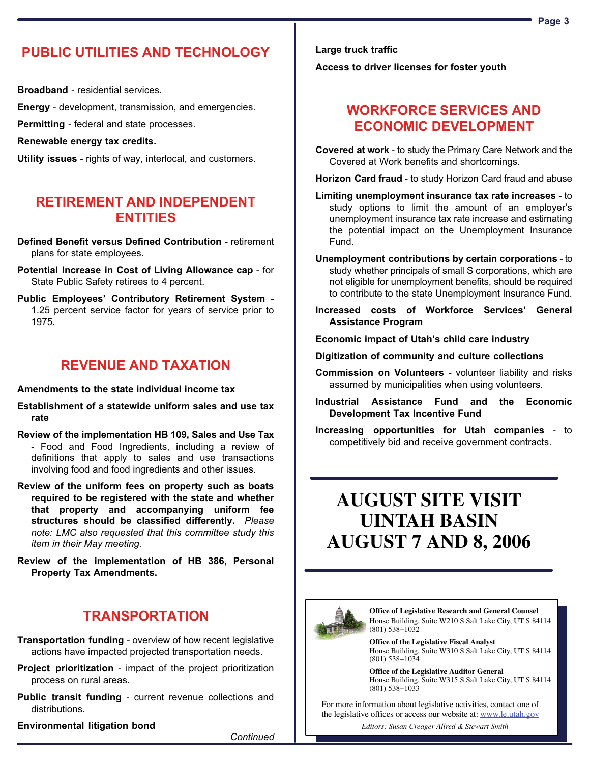## PUBLIC UTILITIES AND TECHNOLOGY

**Broadband** - residential services.

**Energy** - development, transmission, and emergencies.

**Permitting** - federal and state processes.

**Renewable energy tax credits.**

**Utility issues** - rights of way, interlocal, and customers.

## RETIREMENT AND INDEPENDENT ENTITIES

**Defined Benefit versus Defined Contribution** - retirement plans for state employees.

**Potential Increase in Cost of Living Allowance cap** - for State Public Safety retirees to 4 percent.

**Public Employees' Contributory Retirement System** - 1.25 percent service factor for years of service prior to 1975.

## REVENUE AND TAXATION

**Amendments to the state individual income tax**

**Establishment of a statewide uniform sales and use tax rate**

**Review of the implementation HB 109, Sales and Use Tax** - Food and Food Ingredients, including a review of definitions that apply to sales and use transactions involving food and food ingredients and other issues.

**Review of the uniform fees on property such as boats required to be registered with the state and whether that property and accompanying uniform fee structures should be classified differently.** *Please note: LMC also requested that this committee study this item in their May meeting.*

**Review of the implementation of HB 386, Personal Property Tax Amendments.**

## TRANSPORTATION

**Transportation funding** - overview of how recent legislative actions have impacted projected transportation needs.

**Project prioritization** - impact of the project prioritization process on rural areas.

**Public transit funding** - current revenue collections and distributions.

**Environmental litigation bond**

**Large truck traffic**

**Access to driver licenses for foster youth**

## WORKFORCE SERVICES AND ECONOMIC DEVELOPMENT

**Covered at work** - to study the Primary Care Network and the Covered at Work benefits and shortcomings.

**Horizon Card fraud** - to study Horizon Card fraud and abuse

**Limiting unemployment insurance tax rate increases** - to study options to limit the amount of an employer's unemployment insurance tax rate increase and estimating the potential impact on the Unemployment Insurance Fund.

**Unemployment contributions by certain corporations** - to study whether principals of small S corporations, which are not eligible for unemployment benefits, should be required to contribute to the state Unemployment Insurance Fund.

**Increased costs of Workforce Services' General Assistance Program**

**Economic impact of Utah's child care industry**

**Digitization of community and culture collections**

**Commission on Volunteers** - volunteer liability and risks assumed by municipalities when using volunteers.

**Industrial Assistance Fund and the Economic Development Tax Incentive Fund**

**Increasing opportunities for Utah companies** - to competitively bid and receive government contracts.

# AUGUST SITE VISIT UINTAH BASIN AUGUST 7 AND 8, 2006

**Office of Legislative Research and General Counsel**
House Building, Suite W210 S Salt Lake City, UT S 84114
(801) 538–1032

**Office of the Legislative Fiscal Analyst**
House Building, Suite W310 S Salt Lake City, UT S 84114
(801) 538–1034

**Office of the Legislative Auditor General**
House Building, Suite W315 S Salt Lake City, UT S 84114
(801) 538–1033

For more information about legislative activities, contact one of the legislative offices or access our website at: www.le.utah.gov

*Editors: Susan Creager Allred & Stewart Smith*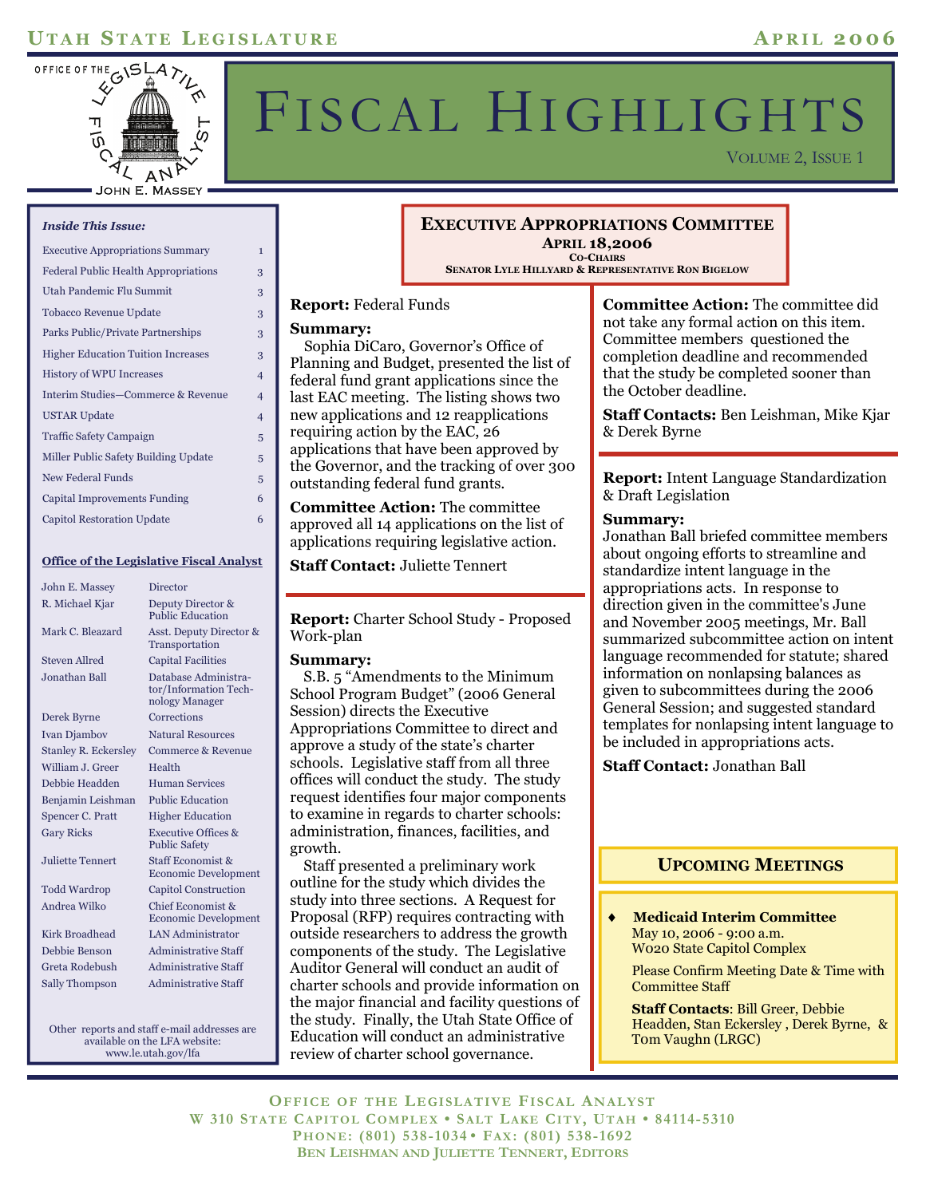# Fiscal Highlights

Utah State Legislature — April 2006

Office of the Legislative Fiscal Analyst — John E. Massey

Volume 2, Issue 1

*Inside This Issue:*

| | |
|---|---|
| Executive Appropriations Summary | 1 |
| Federal Public Health Appropriations | 3 |
| Utah Pandemic Flu Summit | 3 |
| Tobacco Revenue Update | 3 |
| Parks Public/Private Partnerships | 3 |
| Higher Education Tuition Increases | 3 |
| History of WPU Increases | 4 |
| Interim Studies—Commerce & Revenue | 4 |
| USTAR Update | 4 |
| Traffic Safety Campaign | 5 |
| Miller Public Safety Building Update | 5 |
| New Federal Funds | 5 |
| Capital Improvements Funding | 6 |
| Capitol Restoration Update | 6 |

**Office of the Legislative Fiscal Analyst**

| | |
|---|---|
| John E. Massey | Director |
| R. Michael Kjar | Deputy Director & Public Education |
| Mark C. Bleazard | Asst. Deputy Director & Transportation |
| Steven Allred | Capital Facilities |
| Jonathan Ball | Database Administrator/Information Technology Manager |
| Derek Byrne | Corrections |
| Ivan Djambov | Natural Resources |
| Stanley R. Eckersley | Commerce & Revenue |
| William J. Greer | Health |
| Debbie Headden | Human Services |
| Benjamin Leishman | Public Education |
| Spencer C. Pratt | Higher Education |
| Gary Ricks | Executive Offices & Public Safety |
| Juliette Tennert | Staff Economist & Economic Development |
| Todd Wardrop | Capitol Construction |
| Andrea Wilko | Chief Economist & Economic Development |
| Kirk Broadhead | LAN Administrator |
| Debbie Benson | Administrative Staff |
| Greta Rodebush | Administrative Staff |
| Sally Thompson | Administrative Staff |

Other reports and staff e-mail addresses are available on the LFA website: www.le.utah.gov/lfa

## Executive Appropriations Committee

**April 18,2006**

**Co-Chairs**
**Senator Lyle Hillyard & Representative Ron Bigelow**

**Report:** Federal Funds

**Summary:**
Sophia DiCaro, Governor's Office of Planning and Budget, presented the list of federal fund grant applications since the last EAC meeting. The listing shows two new applications and 12 reapplications requiring action by the EAC, 26 applications that have been approved by the Governor, and the tracking of over 300 outstanding federal fund grants.

**Committee Action:** The committee approved all 14 applications on the list of applications requiring legislative action.

**Staff Contact:** Juliette Tennert

---

**Report:** Charter School Study - Proposed Work-plan

**Summary:**
S.B. 5 "Amendments to the Minimum School Program Budget" (2006 General Session) directs the Executive Appropriations Committee to direct and approve a study of the state's charter schools. Legislative staff from all three offices will conduct the study. The study request identifies four major components to examine in regards to charter schools: administration, finances, facilities, and growth.

Staff presented a preliminary work outline for the study which divides the study into three sections. A Request for Proposal (RFP) requires contracting with outside researchers to address the growth components of the study. The Legislative Auditor General will conduct an audit of charter schools and provide information on the major financial and facility questions of the study. Finally, the Utah State Office of Education will conduct an administrative review of charter school governance.

**Committee Action:** The committee did not take any formal action on this item. Committee members questioned the completion deadline and recommended that the study be completed sooner than the October deadline.

**Staff Contacts:** Ben Leishman, Mike Kjar & Derek Byrne

---

**Report:** Intent Language Standardization & Draft Legislation

**Summary:**
Jonathan Ball briefed committee members about ongoing efforts to streamline and standardize intent language in the appropriations acts. In response to direction given in the committee's June and November 2005 meetings, Mr. Ball summarized subcommittee action on intent language recommended for statute; shared information on nonlapsing balances as given to subcommittees during the 2006 General Session; and suggested standard templates for nonlapsing intent language to be included in appropriations acts.

**Staff Contact:** Jonathan Ball

### Upcoming Meetings

- **Medicaid Interim Committee**
  May 10, 2006 - 9:00 a.m.
  W020 State Capitol Complex

  Please Confirm Meeting Date & Time with Committee Staff

  **Staff Contacts**: Bill Greer, Debbie Headden, Stan Eckersley , Derek Byrne, & Tom Vaughn (LRGC)

Office of the Legislative Fiscal Analyst
W 310 State Capitol Complex • Salt Lake City, Utah • 84114-5310
Phone: (801) 538-1034 • Fax: (801) 538-1692
Ben Leishman and Juliette Tennert, Editors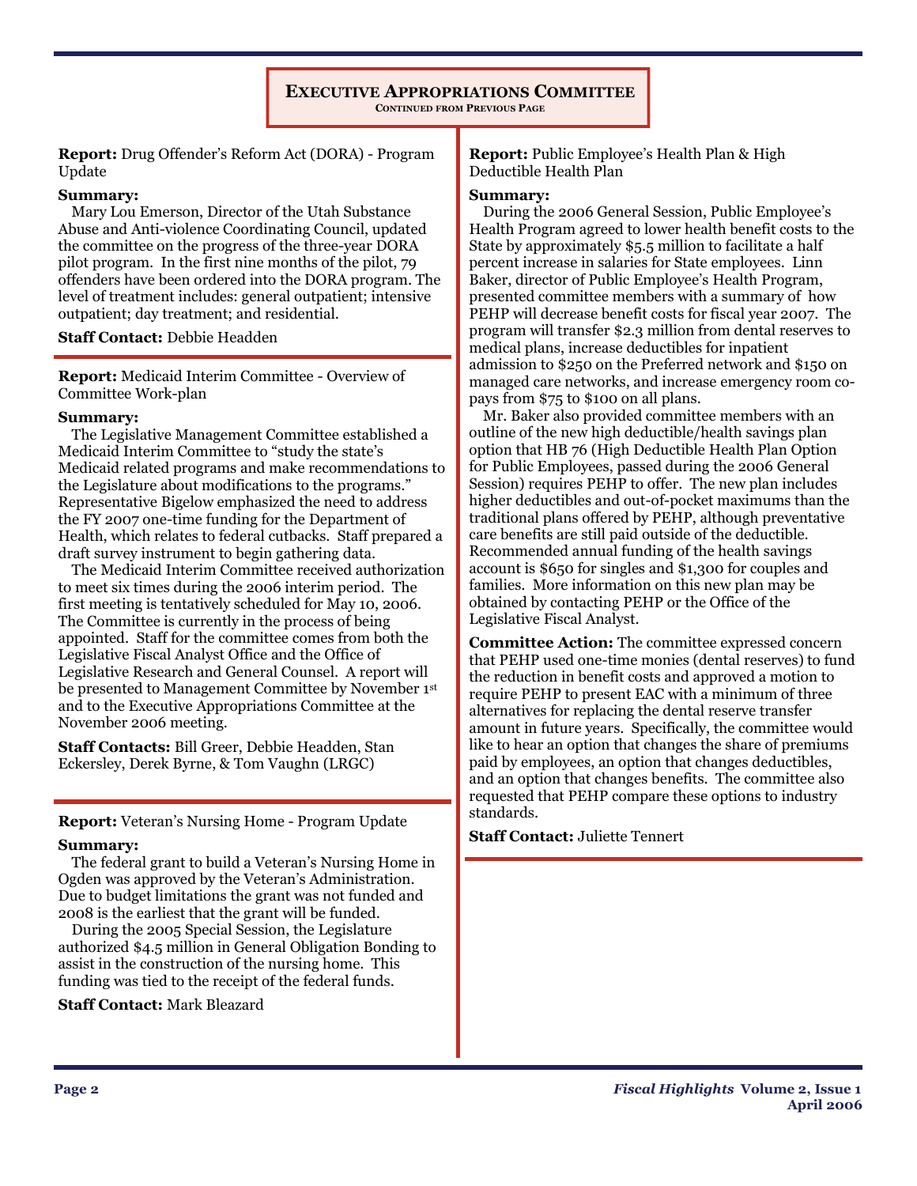## Executive Appropriations Committee

**Continued from Previous Page**

**Report:** Drug Offender's Reform Act (DORA) - Program Update

**Summary:**

Mary Lou Emerson, Director of the Utah Substance Abuse and Anti-violence Coordinating Council, updated the committee on the progress of the three-year DORA pilot program. In the first nine months of the pilot, 79 offenders have been ordered into the DORA program. The level of treatment includes: general outpatient; intensive outpatient; day treatment; and residential.

**Staff Contact:** Debbie Headden

---

**Report:** Medicaid Interim Committee - Overview of Committee Work-plan

**Summary:**

The Legislative Management Committee established a Medicaid Interim Committee to "study the state's Medicaid related programs and make recommendations to the Legislature about modifications to the programs." Representative Bigelow emphasized the need to address the FY 2007 one-time funding for the Department of Health, which relates to federal cutbacks. Staff prepared a draft survey instrument to begin gathering data.

The Medicaid Interim Committee received authorization to meet six times during the 2006 interim period. The first meeting is tentatively scheduled for May 10, 2006. The Committee is currently in the process of being appointed. Staff for the committee comes from both the Legislative Fiscal Analyst Office and the Office of Legislative Research and General Counsel. A report will be presented to Management Committee by November 1st and to the Executive Appropriations Committee at the November 2006 meeting.

**Staff Contacts:** Bill Greer, Debbie Headden, Stan Eckersley, Derek Byrne, & Tom Vaughn (LRGC)

---

**Report:** Veteran's Nursing Home - Program Update

**Summary:**

The federal grant to build a Veteran's Nursing Home in Ogden was approved by the Veteran's Administration. Due to budget limitations the grant was not funded and 2008 is the earliest that the grant will be funded.

During the 2005 Special Session, the Legislature authorized $4.5 million in General Obligation Bonding to assist in the construction of the nursing home. This funding was tied to the receipt of the federal funds.

**Staff Contact:** Mark Bleazard

---

**Report:** Public Employee's Health Plan & High Deductible Health Plan

**Summary:**

During the 2006 General Session, Public Employee's Health Program agreed to lower health benefit costs to the State by approximately $5.5 million to facilitate a half percent increase in salaries for State employees. Linn Baker, director of Public Employee's Health Program, presented committee members with a summary of how PEHP will decrease benefit costs for fiscal year 2007. The program will transfer $2.3 million from dental reserves to medical plans, increase deductibles for inpatient admission to $250 on the Preferred network and $150 on managed care networks, and increase emergency room co-pays from $75 to $100 on all plans.

Mr. Baker also provided committee members with an outline of the new high deductible/health savings plan option that HB 76 (High Deductible Health Plan Option for Public Employees, passed during the 2006 General Session) requires PEHP to offer. The new plan includes higher deductibles and out-of-pocket maximums than the traditional plans offered by PEHP, although preventative care benefits are still paid outside of the deductible. Recommended annual funding of the health savings account is $650 for singles and $1,300 for couples and families. More information on this new plan may be obtained by contacting PEHP or the Office of the Legislative Fiscal Analyst.

**Committee Action:** The committee expressed concern that PEHP used one-time monies (dental reserves) to fund the reduction in benefit costs and approved a motion to require PEHP to present EAC with a minimum of three alternatives for replacing the dental reserve transfer amount in future years. Specifically, the committee would like to hear an option that changes the share of premiums paid by employees, an option that changes deductibles, and an option that changes benefits. The committee also requested that PEHP compare these options to industry standards.

**Staff Contact:** Juliette Tennert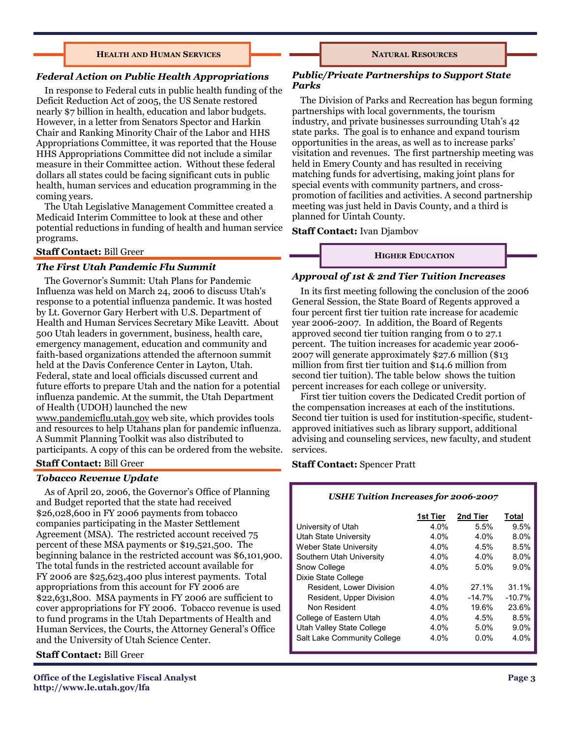## HEALTH AND HUMAN SERVICES

### *Federal Action on Public Health Appropriations*

In response to Federal cuts in public health funding of the Deficit Reduction Act of 2005, the US Senate restored nearly $7 billion in health, education and labor budgets. However, in a letter from Senators Spector and Harkin Chair and Ranking Minority Chair of the Labor and HHS Appropriations Committee, it was reported that the House HHS Appropriations Committee did not include a similar measure in their Committee action. Without these federal dollars all states could be facing significant cuts in public health, human services and education programming in the coming years.

The Utah Legislative Management Committee created a Medicaid Interim Committee to look at these and other potential reductions in funding of health and human service programs.

**Staff Contact:** Bill Greer

### *The First Utah Pandemic Flu Summit*

The Governor's Summit: Utah Plans for Pandemic Influenza was held on March 24, 2006 to discuss Utah's response to a potential influenza pandemic. It was hosted by Lt. Governor Gary Herbert with U.S. Department of Health and Human Services Secretary Mike Leavitt. About 500 Utah leaders in government, business, health care, emergency management, education and community and faith-based organizations attended the afternoon summit held at the Davis Conference Center in Layton, Utah. Federal, state and local officials discussed current and future efforts to prepare Utah and the nation for a potential influenza pandemic. At the summit, the Utah Department of Health (UDOH) launched the new www.pandemicflu.utah.gov web site, which provides tools and resources to help Utahans plan for pandemic influenza. A Summit Planning Toolkit was also distributed to participants. A copy of this can be ordered from the website.

**Staff Contact:** Bill Greer

### *Tobacco Revenue Update*

As of April 20, 2006, the Governor's Office of Planning and Budget reported that the state had received $26,028,600 in FY 2006 payments from tobacco companies participating in the Master Settlement Agreement (MSA). The restricted account received 75 percent of these MSA payments or $19,521,500. The beginning balance in the restricted account was $6,101,900. The total funds in the restricted account available for FY 2006 are $25,623,400 plus interest payments. Total appropriations from this account for FY 2006 are $22,631,800. MSA payments in FY 2006 are sufficient to cover appropriations for FY 2006. Tobacco revenue is used to fund programs in the Utah Departments of Health and Human Services, the Courts, the Attorney General's Office and the University of Utah Science Center.

**Staff Contact:** Bill Greer

## NATURAL RESOURCES

### *Public/Private Partnerships to Support State Parks*

The Division of Parks and Recreation has begun forming partnerships with local governments, the tourism industry, and private businesses surrounding Utah's 42 state parks. The goal is to enhance and expand tourism opportunities in the areas, as well as to increase parks' visitation and revenues. The first partnership meeting was held in Emery County and has resulted in receiving matching funds for advertising, making joint plans for special events with community partners, and cross-promotion of facilities and activities. A second partnership meeting was just held in Davis County, and a third is planned for Uintah County.

**Staff Contact:** Ivan Djambov

## HIGHER EDUCATION

### *Approval of 1st & 2nd Tier Tuition Increases*

In its first meeting following the conclusion of the 2006 General Session, the State Board of Regents approved a four percent first tier tuition rate increase for academic year 2006-2007. In addition, the Board of Regents approved second tier tuition ranging from 0 to 27.1 percent. The tuition increases for academic year 2006-2007 will generate approximately $27.6 million ($13 million from first tier tuition and $14.6 million from second tier tuition). The table below shows the tuition percent increases for each college or university.

First tier tuition covers the Dedicated Credit portion of the compensation increases at each of the institutions. Second tier tuition is used for institution-specific, student-approved initiatives such as library support, additional advising and counseling services, new faculty, and student services.

**Staff Contact:** Spencer Pratt

*USHE Tuition Increases for 2006-2007*

| | 1st Tier | 2nd Tier | Total |
|---|---|---|---|
| University of Utah | 4.0% | 5.5% | 9.5% |
| Utah State University | 4.0% | 4.0% | 8.0% |
| Weber State University | 4.0% | 4.5% | 8.5% |
| Southern Utah University | 4.0% | 4.0% | 8.0% |
| Snow College | 4.0% | 5.0% | 9.0% |
| Dixie State College | | | |
| Resident, Lower Division | 4.0% | 27.1% | 31.1% |
| Resident, Upper Division | 4.0% | -14.7% | -10.7% |
| Non Resident | 4.0% | 19.6% | 23.6% |
| College of Eastern Utah | 4.0% | 4.5% | 8.5% |
| Utah Valley State College | 4.0% | 5.0% | 9.0% |
| Salt Lake Community College | 4.0% | 0.0% | 4.0% |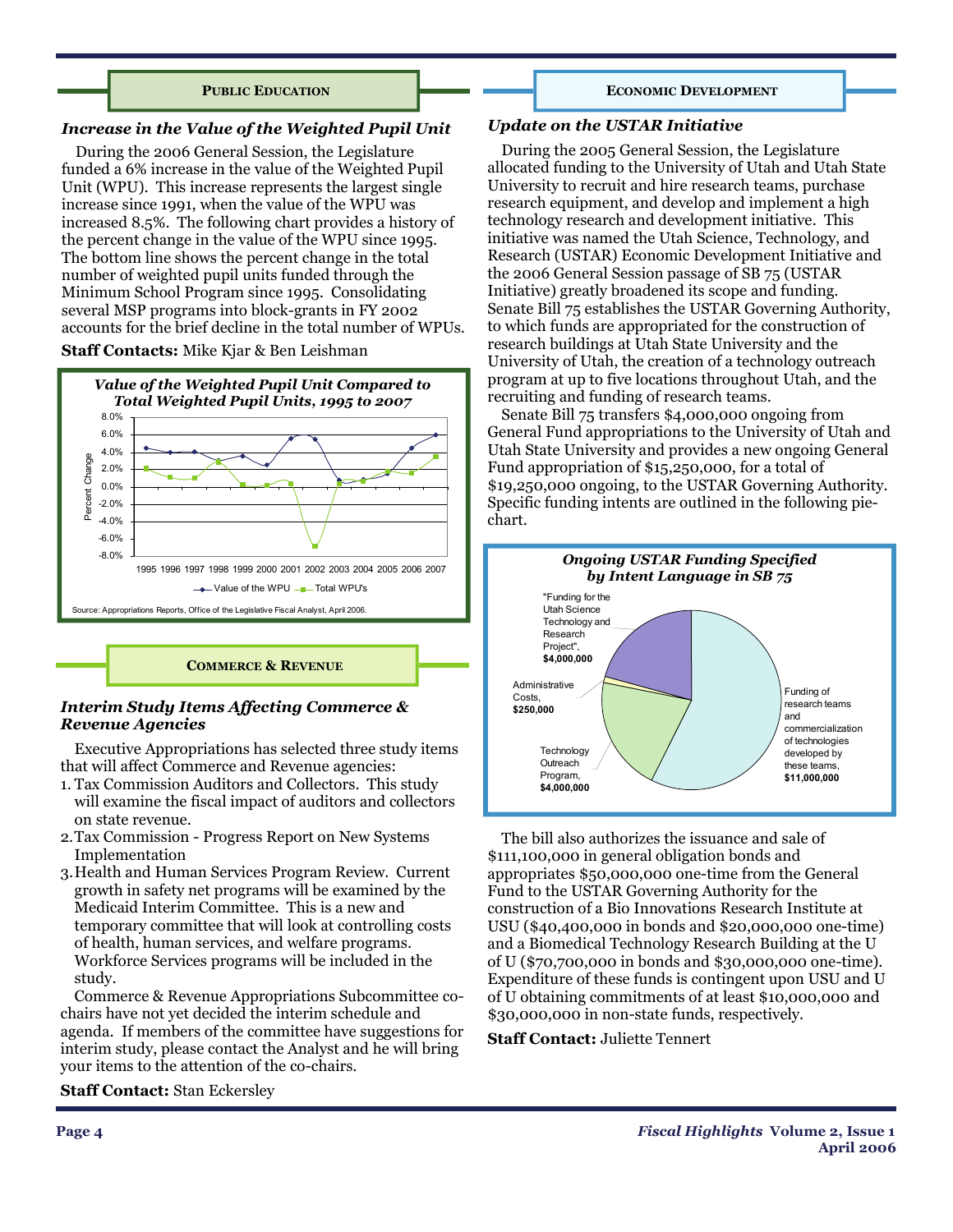## PUBLIC EDUCATION

### *Increase in the Value of the Weighted Pupil Unit*

During the 2006 General Session, the Legislature funded a 6% increase in the value of the Weighted Pupil Unit (WPU). This increase represents the largest single increase since 1991, when the value of the WPU was increased 8.5%. The following chart provides a history of the percent change in the value of the WPU since 1995. The bottom line shows the percent change in the total number of weighted pupil units funded through the Minimum School Program since 1995. Consolidating several MSP programs into block-grants in FY 2002 accounts for the brief decline in the total number of WPUs.

**Staff Contacts:** Mike Kjar & Ben Leishman

***Value of the Weighted Pupil Unit Compared to Total Weighted Pupil Units, 1995 to 2007***

Legend: Value of the WPU; Total WPU's

Source: Appropriations Reports, Office of the Legislative Fiscal Analyst, April 2006.

## COMMERCE & REVENUE

### *Interim Study Items Affecting Commerce & Revenue Agencies*

Executive Appropriations has selected three study items that will affect Commerce and Revenue agencies:

1. Tax Commission Auditors and Collectors. This study will examine the fiscal impact of auditors and collectors on state revenue.
2. Tax Commission - Progress Report on New Systems Implementation
3. Health and Human Services Program Review. Current growth in safety net programs will be examined by the Medicaid Interim Committee. This is a new and temporary committee that will look at controlling costs of health, human services, and welfare programs. Workforce Services programs will be included in the study.

Commerce & Revenue Appropriations Subcommittee co-chairs have not yet decided the interim schedule and agenda. If members of the committee have suggestions for interim study, please contact the Analyst and he will bring your items to the attention of the co-chairs.

**Staff Contact:** Stan Eckersley

## ECONOMIC DEVELOPMENT

### *Update on the USTAR Initiative*

During the 2005 General Session, the Legislature allocated funding to the University of Utah and Utah State University to recruit and hire research teams, purchase research equipment, and develop and implement a high technology research and development initiative. This initiative was named the Utah Science, Technology, and Research (USTAR) Economic Development Initiative and the 2006 General Session passage of SB 75 (USTAR Initiative) greatly broadened its scope and funding. Senate Bill 75 establishes the USTAR Governing Authority, to which funds are appropriated for the construction of research buildings at Utah State University and the University of Utah, the creation of a technology outreach program at up to five locations throughout Utah, and the recruiting and funding of research teams.

Senate Bill 75 transfers $4,000,000 ongoing from General Fund appropriations to the University of Utah and Utah State University and provides a new ongoing General Fund appropriation of $15,250,000, for a total of $19,250,000 ongoing, to the USTAR Governing Authority. Specific funding intents are outlined in the following pie-chart.

***Ongoing USTAR Funding Specified by Intent Language in SB 75***

- "Funding for the Utah Science Technology and Research Project", **$4,000,000**
- Administrative Costs, **$250,000**
- Technology Outreach Program, **$4,000,000**
- Funding of research teams and commercialization of technologies developed by these teams, **$11,000,000**

The bill also authorizes the issuance and sale of $111,100,000 in general obligation bonds and appropriates $50,000,000 one-time from the General Fund to the USTAR Governing Authority for the construction of a Bio Innovations Research Institute at USU ($40,400,000 in bonds and $20,000,000 one-time) and a Biomedical Technology Research Building at the U of U ($70,700,000 in bonds and $30,000,000 one-time). Expenditure of these funds is contingent upon USU and U of U obtaining commitments of at least $10,000,000 and $30,000,000 in non-state funds, respectively.

**Staff Contact:** Juliette Tennert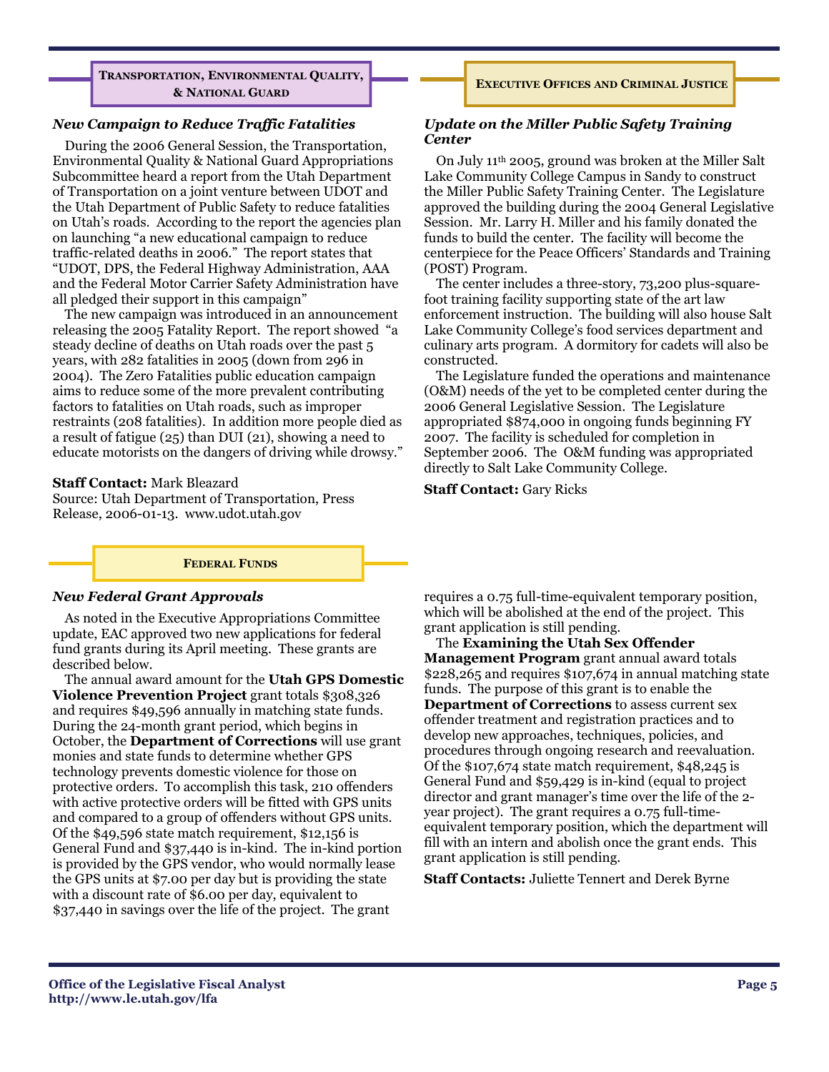## Transportation, Environmental Quality, & National Guard

### *New Campaign to Reduce Traffic Fatalities*

During the 2006 General Session, the Transportation, Environmental Quality & National Guard Appropriations Subcommittee heard a report from the Utah Department of Transportation on a joint venture between UDOT and the Utah Department of Public Safety to reduce fatalities on Utah's roads. According to the report the agencies plan on launching "a new educational campaign to reduce traffic-related deaths in 2006." The report states that "UDOT, DPS, the Federal Highway Administration, AAA and the Federal Motor Carrier Safety Administration have all pledged their support in this campaign"

The new campaign was introduced in an announcement releasing the 2005 Fatality Report. The report showed "a steady decline of deaths on Utah roads over the past 5 years, with 282 fatalities in 2005 (down from 296 in 2004). The Zero Fatalities public education campaign aims to reduce some of the more prevalent contributing factors to fatalities on Utah roads, such as improper restraints (208 fatalities). In addition more people died as a result of fatigue (25) than DUI (21), showing a need to educate motorists on the dangers of driving while drowsy."

**Staff Contact:** Mark Bleazard
Source: Utah Department of Transportation, Press Release, 2006-01-13. www.udot.utah.gov

## Executive Offices and Criminal Justice

### *Update on the Miller Public Safety Training Center*

On July 11th 2005, ground was broken at the Miller Salt Lake Community College Campus in Sandy to construct the Miller Public Safety Training Center. The Legislature approved the building during the 2004 General Legislative Session. Mr. Larry H. Miller and his family donated the funds to build the center. The facility will become the centerpiece for the Peace Officers' Standards and Training (POST) Program.

The center includes a three-story, 73,200 plus-square-foot training facility supporting state of the art law enforcement instruction. The building will also house Salt Lake Community College's food services department and culinary arts program. A dormitory for cadets will also be constructed.

The Legislature funded the operations and maintenance (O&M) needs of the yet to be completed center during the 2006 General Legislative Session. The Legislature appropriated $874,000 in ongoing funds beginning FY 2007. The facility is scheduled for completion in September 2006. The O&M funding was appropriated directly to Salt Lake Community College.

**Staff Contact:** Gary Ricks

## Federal Funds

### *New Federal Grant Approvals*

As noted in the Executive Appropriations Committee update, EAC approved two new applications for federal fund grants during its April meeting. These grants are described below.

The annual award amount for the **Utah GPS Domestic Violence Prevention Project** grant totals $308,326 and requires $49,596 annually in matching state funds. During the 24-month grant period, which begins in October, the **Department of Corrections** will use grant monies and state funds to determine whether GPS technology prevents domestic violence for those on protective orders. To accomplish this task, 210 offenders with active protective orders will be fitted with GPS units and compared to a group of offenders without GPS units. Of the $49,596 state match requirement, $12,156 is General Fund and $37,440 is in-kind. The in-kind portion is provided by the GPS vendor, who would normally lease the GPS units at $7.00 per day but is providing the state with a discount rate of $6.00 per day, equivalent to $37,440 in savings over the life of the project. The grant requires a 0.75 full-time-equivalent temporary position, which will be abolished at the end of the project. This grant application is still pending.

The **Examining the Utah Sex Offender Management Program** grant annual award totals $228,265 and requires $107,674 in annual matching state funds. The purpose of this grant is to enable the **Department of Corrections** to assess current sex offender treatment and registration practices and to develop new approaches, techniques, policies, and procedures through ongoing research and reevaluation. Of the $107,674 state match requirement, $48,245 is General Fund and $59,429 is in-kind (equal to project director and grant manager's time over the life of the 2-year project). The grant requires a 0.75 full-time-equivalent temporary position, which the department will fill with an intern and abolish once the grant ends. This grant application is still pending.

**Staff Contacts:** Juliette Tennert and Derek Byrne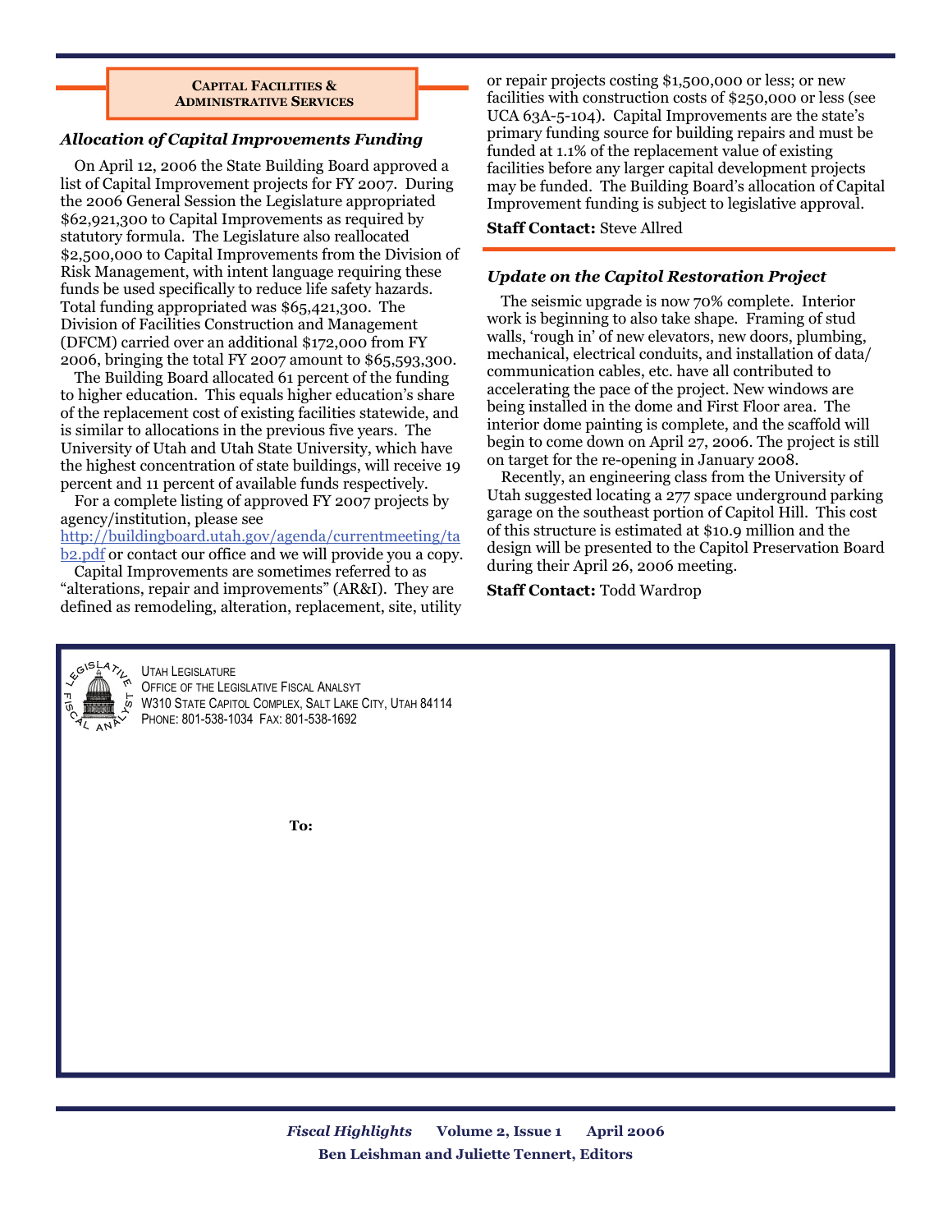**CAPITAL FACILITIES & ADMINISTRATIVE SERVICES**

### *Allocation of Capital Improvements Funding*

On April 12, 2006 the State Building Board approved a list of Capital Improvement projects for FY 2007. During the 2006 General Session the Legislature appropriated $62,921,300 to Capital Improvements as required by statutory formula. The Legislature also reallocated $2,500,000 to Capital Improvements from the Division of Risk Management, with intent language requiring these funds be used specifically to reduce life safety hazards. Total funding appropriated was $65,421,300. The Division of Facilities Construction and Management (DFCM) carried over an additional $172,000 from FY 2006, bringing the total FY 2007 amount to $65,593,300.

The Building Board allocated 61 percent of the funding to higher education. This equals higher education's share of the replacement cost of existing facilities statewide, and is similar to allocations in the previous five years. The University of Utah and Utah State University, which have the highest concentration of state buildings, will receive 19 percent and 11 percent of available funds respectively.

For a complete listing of approved FY 2007 projects by agency/institution, please see http://buildingboard.utah.gov/agenda/currentmeeting/tab2.pdf or contact our office and we will provide you a copy.

Capital Improvements are sometimes referred to as "alterations, repair and improvements" (AR&I). They are defined as remodeling, alteration, replacement, site, utility or repair projects costing $1,500,000 or less; or new facilities with construction costs of $250,000 or less (see UCA 63A-5-104). Capital Improvements are the state's primary funding source for building repairs and must be funded at 1.1% of the replacement value of existing facilities before any larger capital development projects may be funded. The Building Board's allocation of Capital Improvement funding is subject to legislative approval.

**Staff Contact:** Steve Allred

### *Update on the Capitol Restoration Project*

The seismic upgrade is now 70% complete. Interior work is beginning to also take shape. Framing of stud walls, 'rough in' of new elevators, new doors, plumbing, mechanical, electrical conduits, and installation of data/communication cables, etc. have all contributed to accelerating the pace of the project. New windows are being installed in the dome and First Floor area. The interior dome painting is complete, and the scaffold will begin to come down on April 27, 2006. The project is still on target for the re-opening in January 2008.

Recently, an engineering class from the University of Utah suggested locating a 277 space underground parking garage on the southeast portion of Capitol Hill. This cost of this structure is estimated at $10.9 million and the design will be presented to the Capitol Preservation Board during their April 26, 2006 meeting.

**Staff Contact:** Todd Wardrop

UTAH LEGISLATURE
OFFICE OF THE LEGISLATIVE FISCAL ANALSYT
W310 STATE CAPITOL COMPLEX, SALT LAKE CITY, UTAH 84114
PHONE: 801-538-1034 FAX: 801-538-1692

**To:**

***Fiscal Highlights*** **Volume 2, Issue 1 April 2006**
**Ben Leishman and Juliette Tennert, Editors**